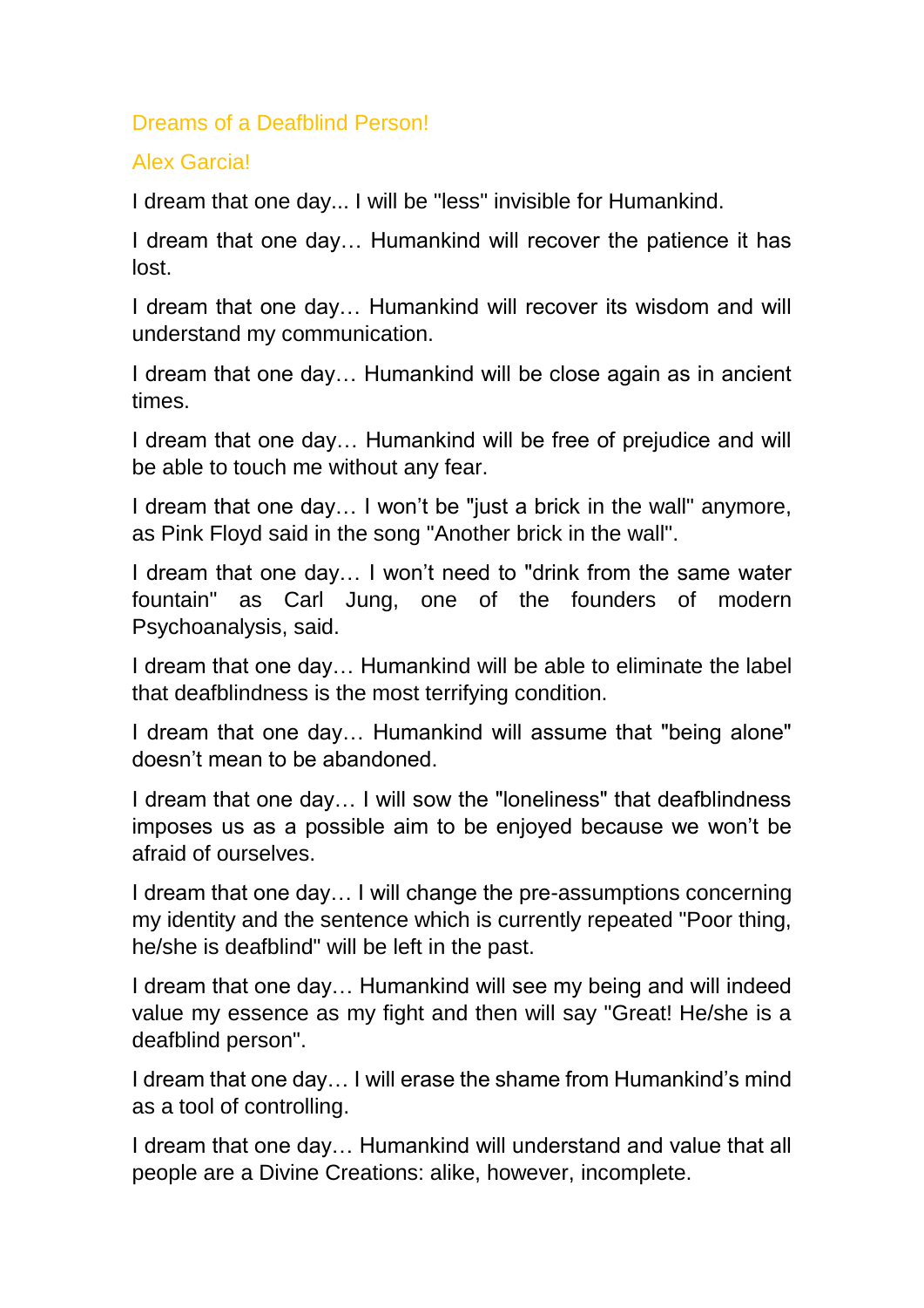# Dreams of a Deafblind Person!

## Alex Garcia!

I dream that one day... I will be "less" invisible for Humankind.

I dream that one day… Humankind will recover the patience it has lost.

I dream that one day… Humankind will recover its wisdom and will understand my communication.

I dream that one day… Humankind will be close again as in ancient times.

I dream that one day… Humankind will be free of prejudice and will be able to touch me without any fear.

I dream that one day… I won't be "just a brick in the wall" anymore, as Pink Floyd said in the song "Another brick in the wall".

I dream that one day… I won't need to "drink from the same water fountain" as Carl Jung, one of the founders of modern Psychoanalysis, said.

I dream that one day… Humankind will be able to eliminate the label that deafblindness is the most terrifying condition.

I dream that one day… Humankind will assume that "being alone" doesn't mean to be abandoned.

I dream that one day… I will sow the "loneliness" that deafblindness imposes us as a possible aim to be enjoyed because we won't be afraid of ourselves.

I dream that one day… I will change the pre-assumptions concerning my identity and the sentence which is currently repeated "Poor thing, he/she is deafblind" will be left in the past.

I dream that one day… Humankind will see my being and will indeed value my essence as my fight and then will say "Great! He/she is a deafblind person".

I dream that one day… I will erase the shame from Humankind's mind as a tool of controlling.

I dream that one day… Humankind will understand and value that all people are a Divine Creations: alike, however, incomplete.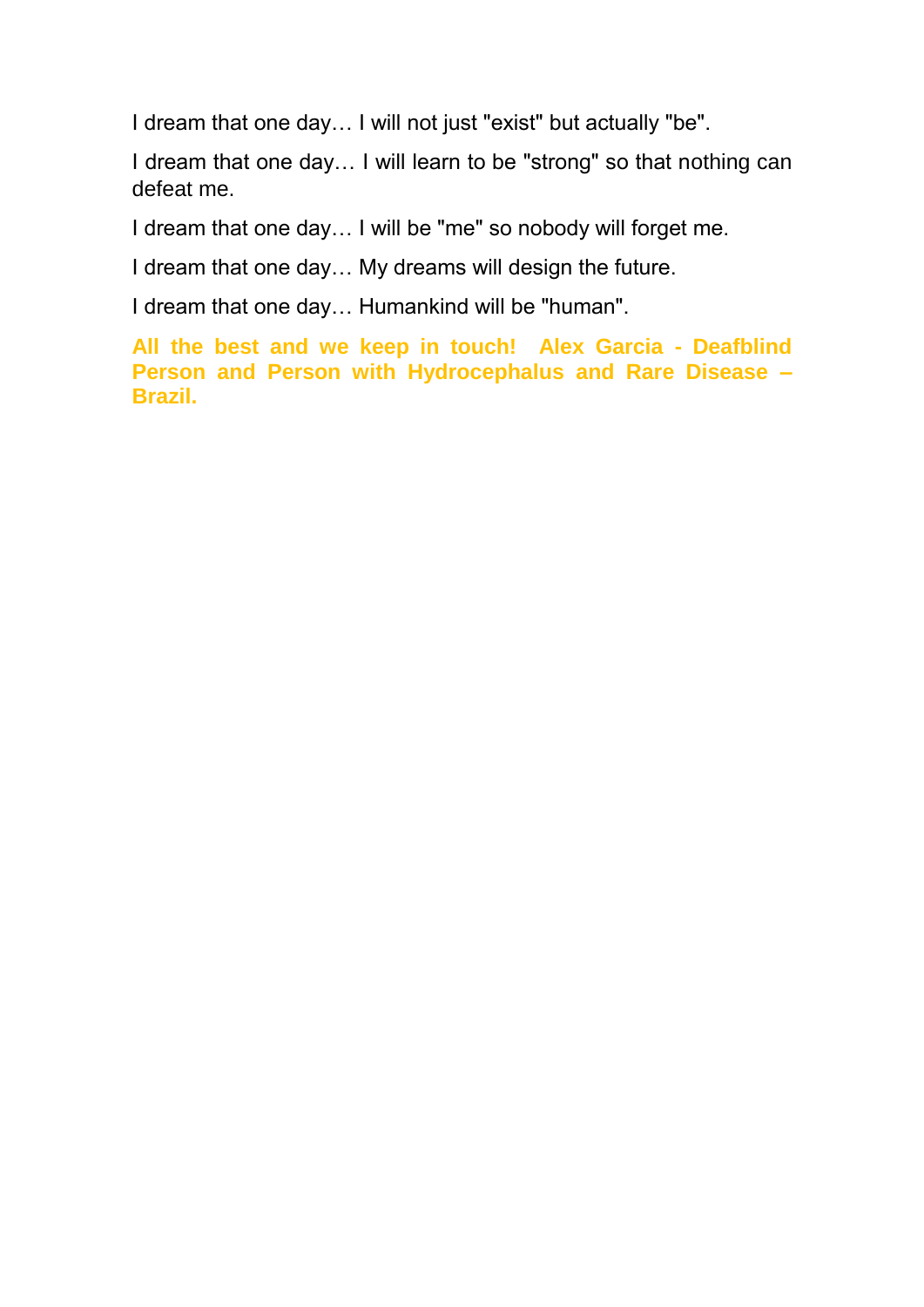I dream that one day… I will not just "exist" but actually "be".

I dream that one day… I will learn to be "strong" so that nothing can defeat me.

I dream that one day… I will be "me" so nobody will forget me.

I dream that one day… My dreams will design the future.

I dream that one day… Humankind will be "human".

**All the best and we keep in touch! Alex Garcia - Deafblind Person and Person with Hydrocephalus and Rare Disease – Brazil.**